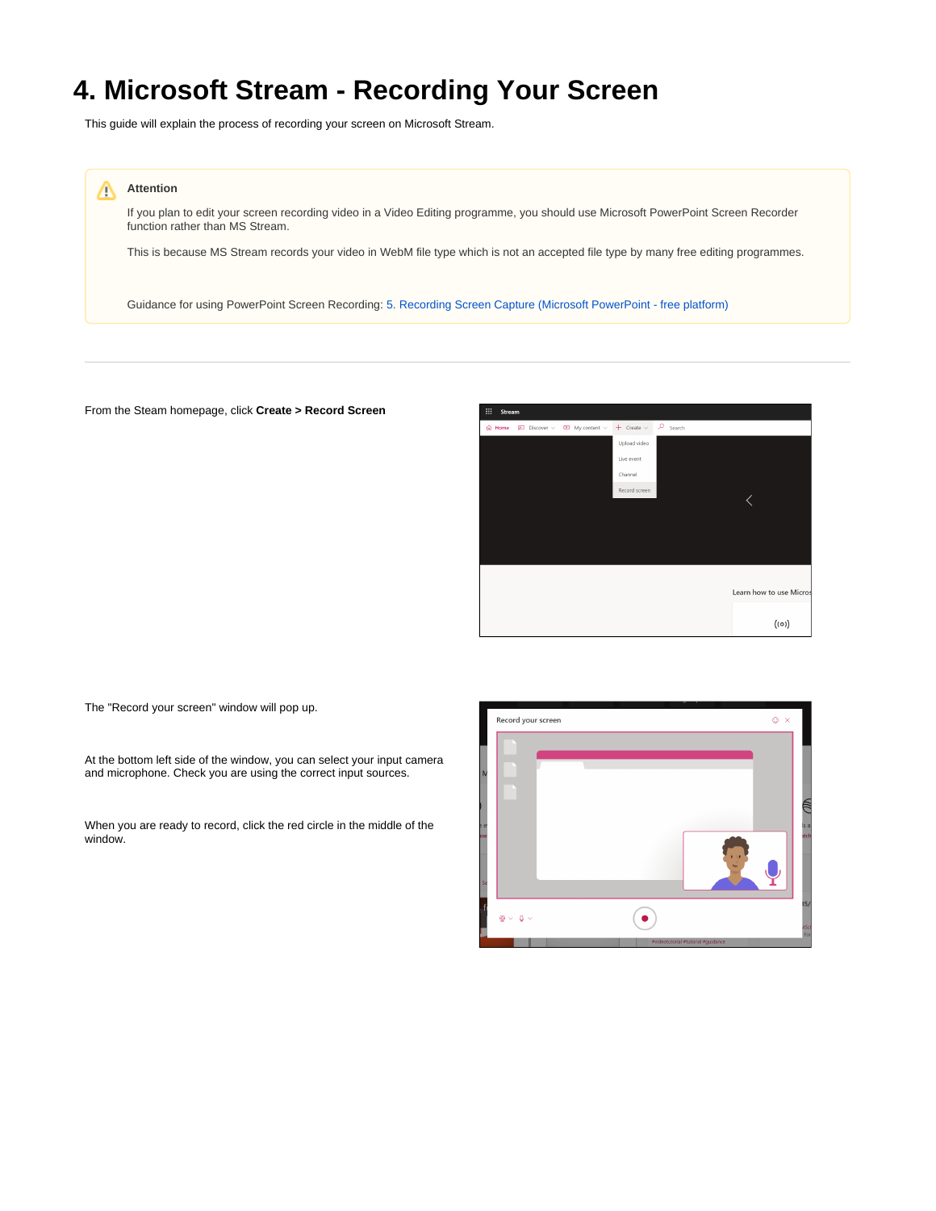# 4. Microsoft Stream - Recording Your Screen

This guide will explain the process of recording your screen on Microsoft Stream.

> **Attention**
>
> If you plan to edit your screen recording video in a Video Editing programme, you should use Microsoft PowerPoint Screen Recorder function rather than MS Stream.
>
> This is because MS Stream records your video in WebM file type which is not an accepted file type by many free editing programmes.
>
> Guidance for using PowerPoint Screen Recording: 5. Recording Screen Capture (Microsoft PowerPoint - free platform)

---

From the Steam homepage, click **Create > Record Screen**

The "Record your screen" window will pop up.

At the bottom left side of the window, you can select your input camera and microphone. Check you are using the correct input sources.

When you are ready to record, click the red circle in the middle of the window.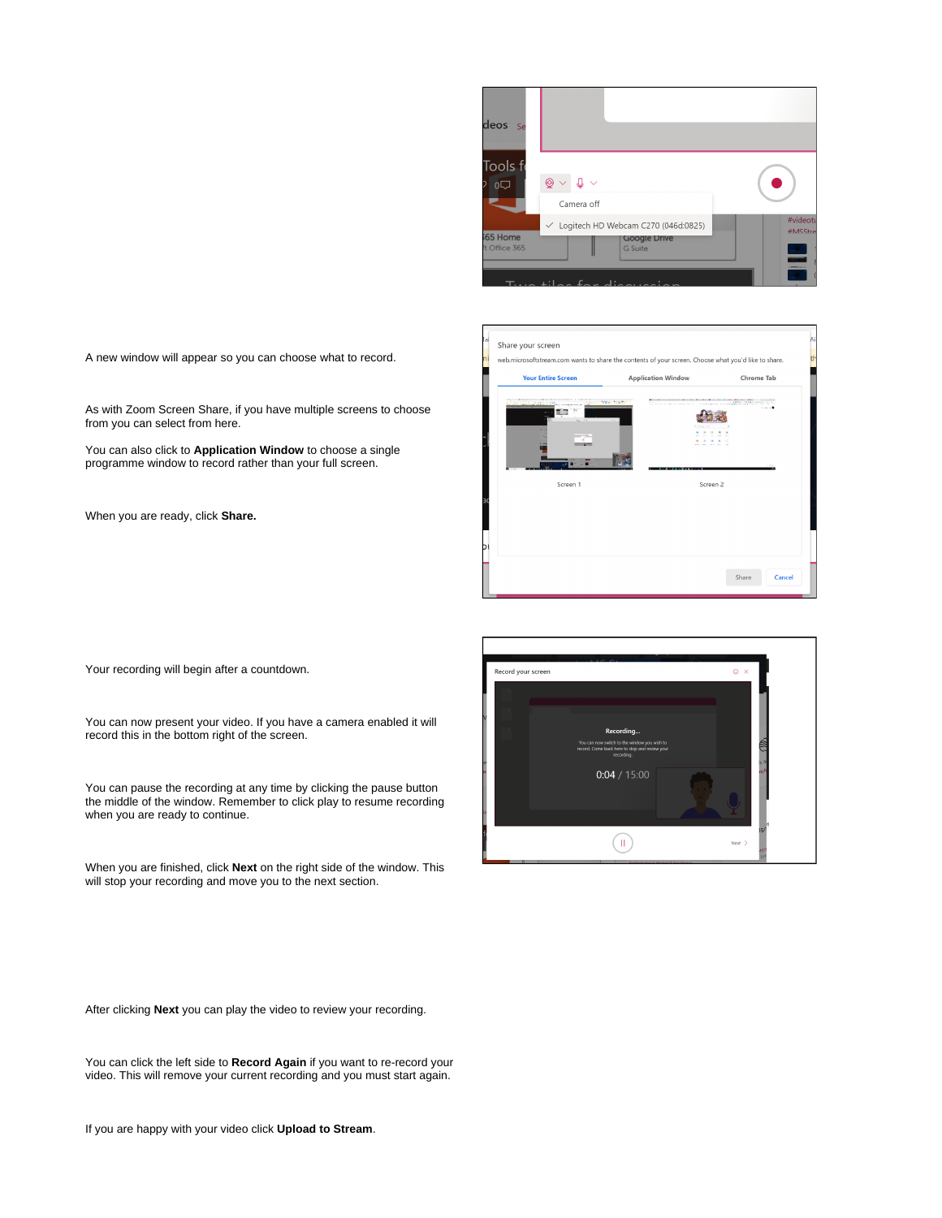A new window will appear so you can choose what to record.

As with Zoom Screen Share, if you have multiple screens to choose from you can select from here.

You can also click to **Application Window** to choose a single programme window to record rather than your full screen.

When you are ready, click **Share.**

Your recording will begin after a countdown.

You can now present your video. If you have a camera enabled it will record this in the bottom right of the screen.

You can pause the recording at any time by clicking the pause button the middle of the window. Remember to click play to resume recording when you are ready to continue.

When you are finished, click **Next** on the right side of the window. This will stop your recording and move you to the next section.

After clicking **Next** you can play the video to review your recording.

You can click the left side to **Record Again** if you want to re-record your video. This will remove your current recording and you must start again.

If you are happy with your video click **Upload to Stream**.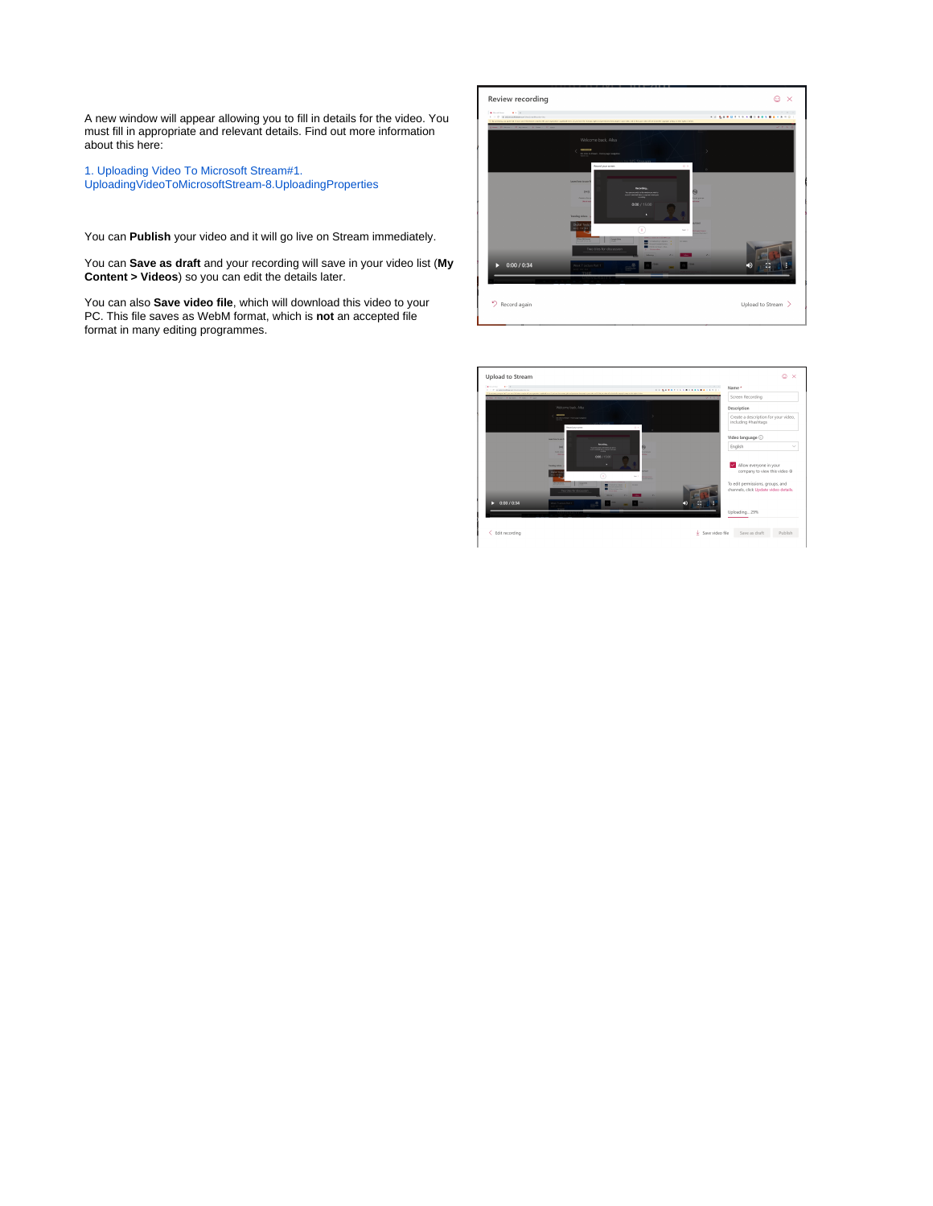A new window will appear allowing you to fill in details for the video. You must fill in appropriate and relevant details. Find out more information about this here:

1. Uploading Video To Microsoft Stream#1. UploadingVideoToMicrosoftStream-8.UploadingProperties

You can **Publish** your video and it will go live on Stream immediately.

You can **Save as draft** and your recording will save in your video list (**My Content > Videos**) so you can edit the details later.

You can also **Save video file**, which will download this video to your PC. This file saves as WebM format, which is **not** an accepted file format in many editing programmes.